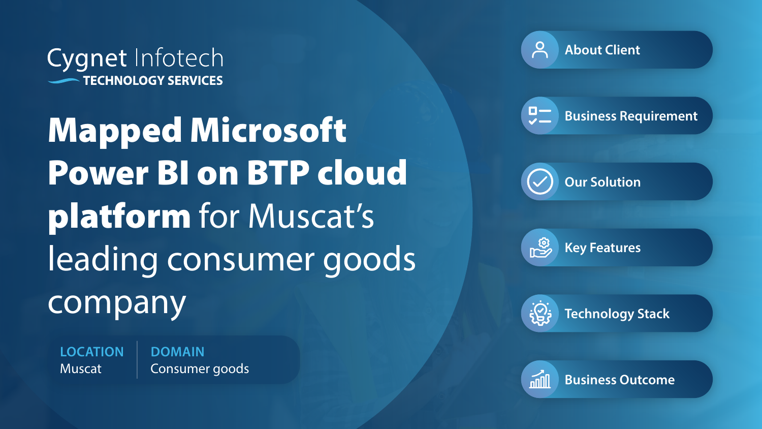Cygnet Infotech
TECHNOLOGY SERVICES

# **Mapped Microsoft Power BI on BTP cloud platform** for Muscat's leading consumer goods company

| LOCATION | DOMAIN |
| --- | --- |
| Muscat | Consumer goods |

- About Client
- Business Requirement
- Our Solution
- Key Features
- Technology Stack
- Business Outcome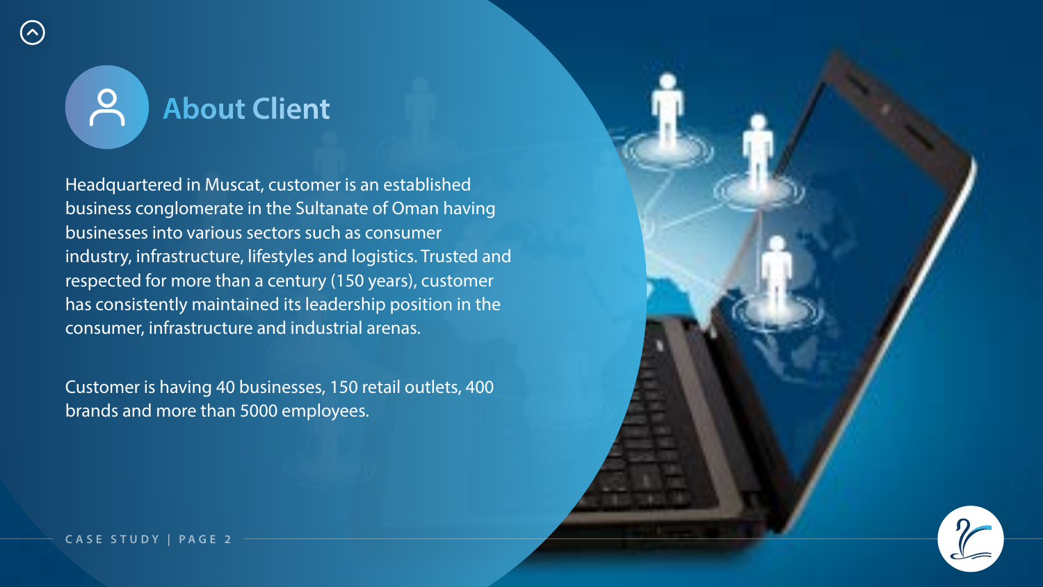## About Client

Headquartered in Muscat, customer is an established business conglomerate in the Sultanate of Oman having businesses into various sectors such as consumer industry, infrastructure, lifestyles and logistics. Trusted and respected for more than a century (150 years), customer has consistently maintained its leadership position in the consumer, infrastructure and industrial arenas.

Customer is having 40 businesses, 150 retail outlets, 400 brands and more than 5000 employees.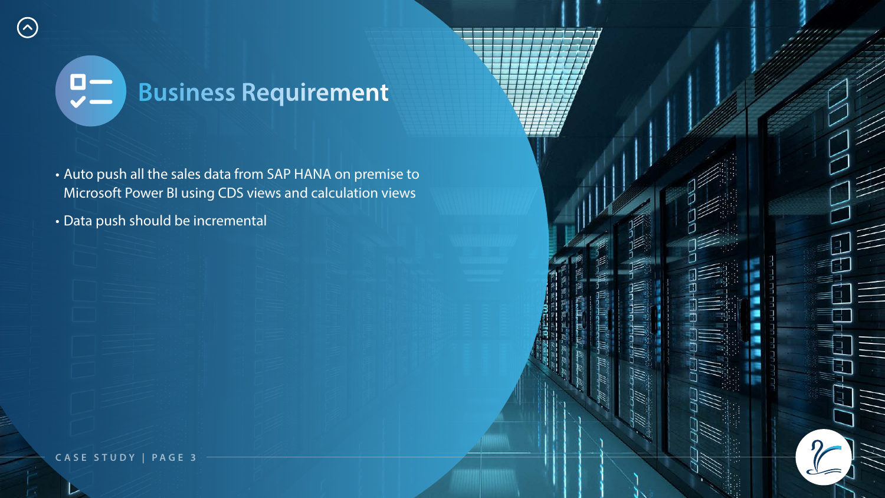# Business Requirement

- Auto push all the sales data from SAP HANA on premise to Microsoft Power BI using CDS views and calculation views
- Data push should be incremental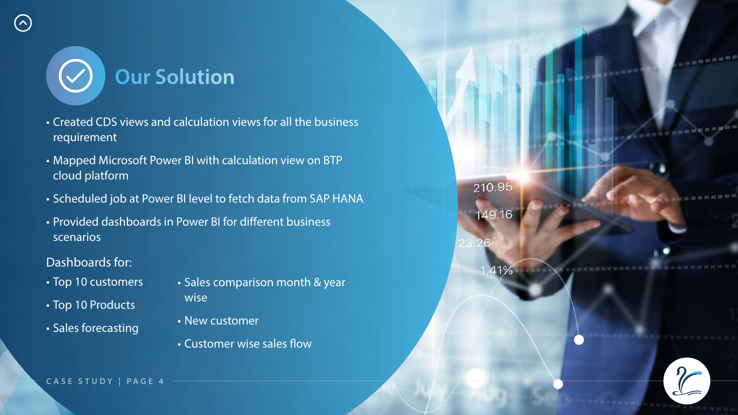## Our Solution

- Created CDS views and calculation views for all the business requirement
- Mapped Microsoft Power BI with calculation view on BTP cloud platform
- Scheduled job at Power BI level to fetch data from SAP HANA
- Provided dashboards in Power BI for different business scenarios

Dashboards for:

- Top 10 customers
- Top 10 Products
- Sales forecasting
- Sales comparison month & year wise
- New customer
- Customer wise sales flow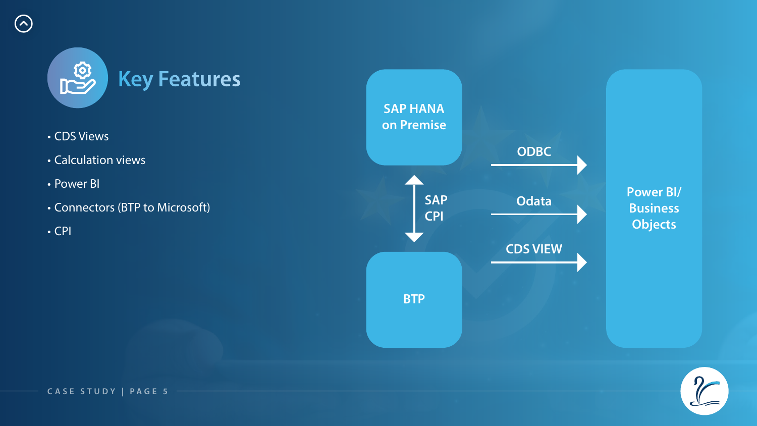## Key Features

- CDS Views
- Calculation views
- Power BI
- Connectors (BTP to Microsoft)
- CPI

SAP HANA on Premise

SAP CPI

BTP

ODBC

Odata

CDS VIEW

Power BI/ Business Objects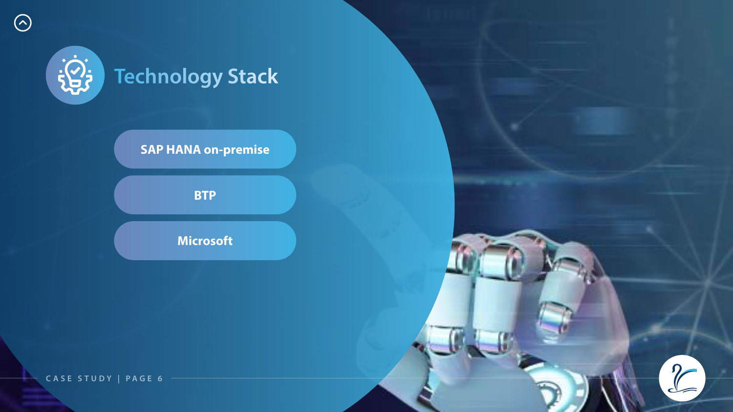# Technology Stack

- SAP HANA on-premise
- BTP
- Microsoft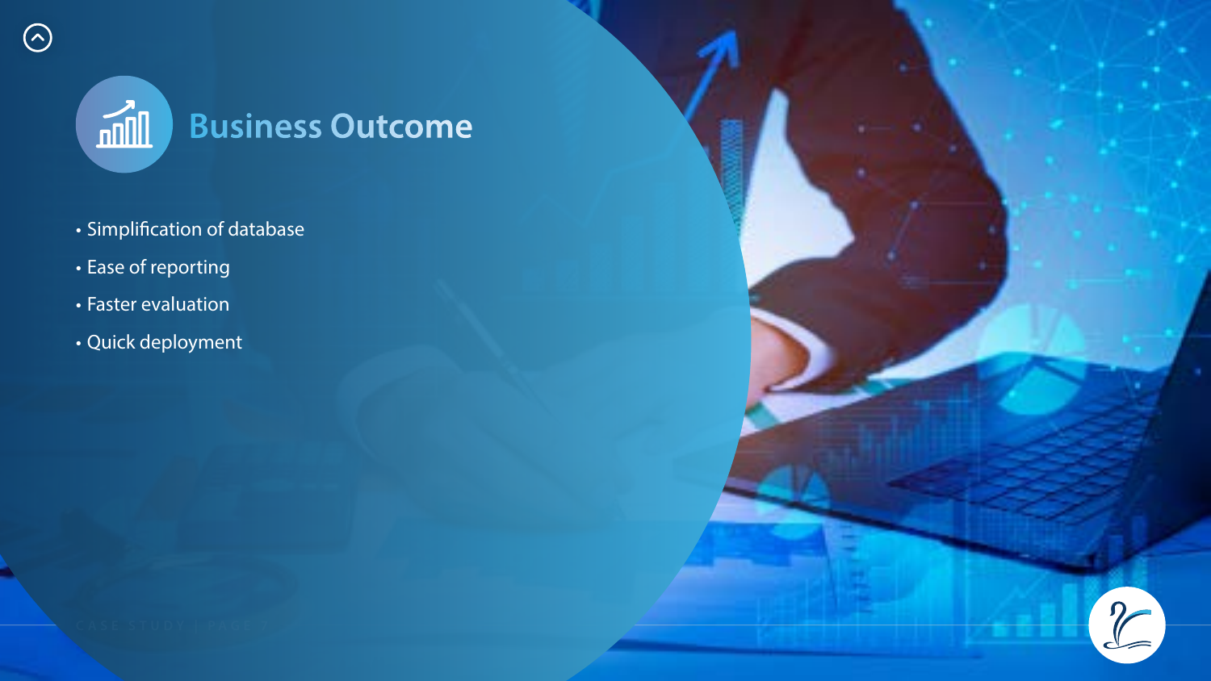## Business Outcome

- Simplification of database
- Ease of reporting
- Faster evaluation
- Quick deployment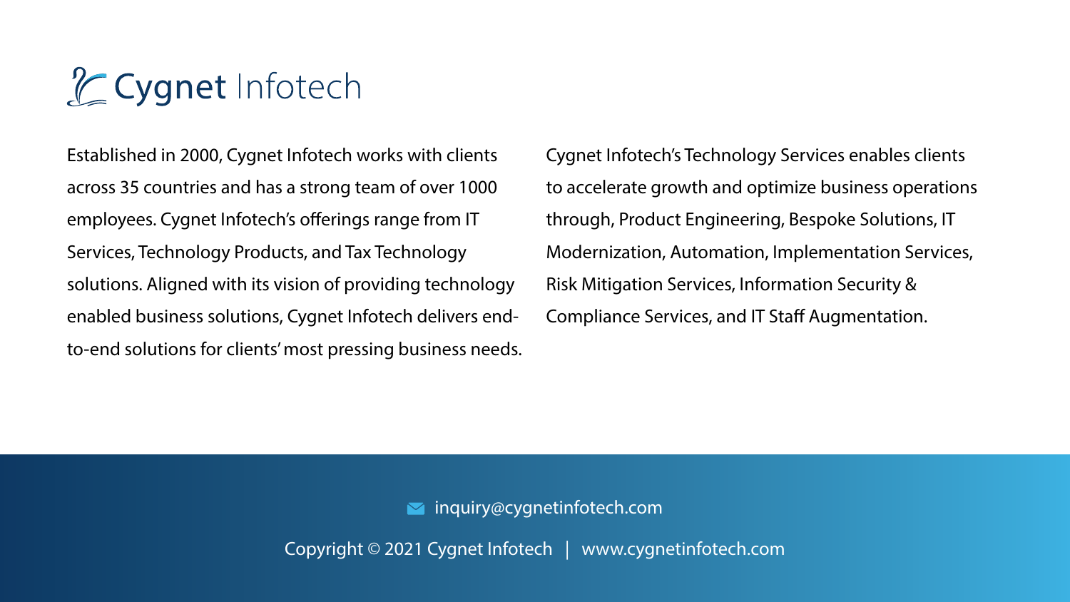# Cygnet Infotech

Established in 2000, Cygnet Infotech works with clients across 35 countries and has a strong team of over 1000 employees. Cygnet Infotech's offerings range from IT Services, Technology Products, and Tax Technology solutions. Aligned with its vision of providing technology enabled business solutions, Cygnet Infotech delivers end-to-end solutions for clients' most pressing business needs.

Cygnet Infotech's Technology Services enables clients to accelerate growth and optimize business operations through, Product Engineering, Bespoke Solutions, IT Modernization, Automation, Implementation Services, Risk Mitigation Services, Information Security & Compliance Services, and IT Staff Augmentation.

inquiry@cygnetinfotech.com

Copyright © 2021 Cygnet Infotech | www.cygnetinfotech.com